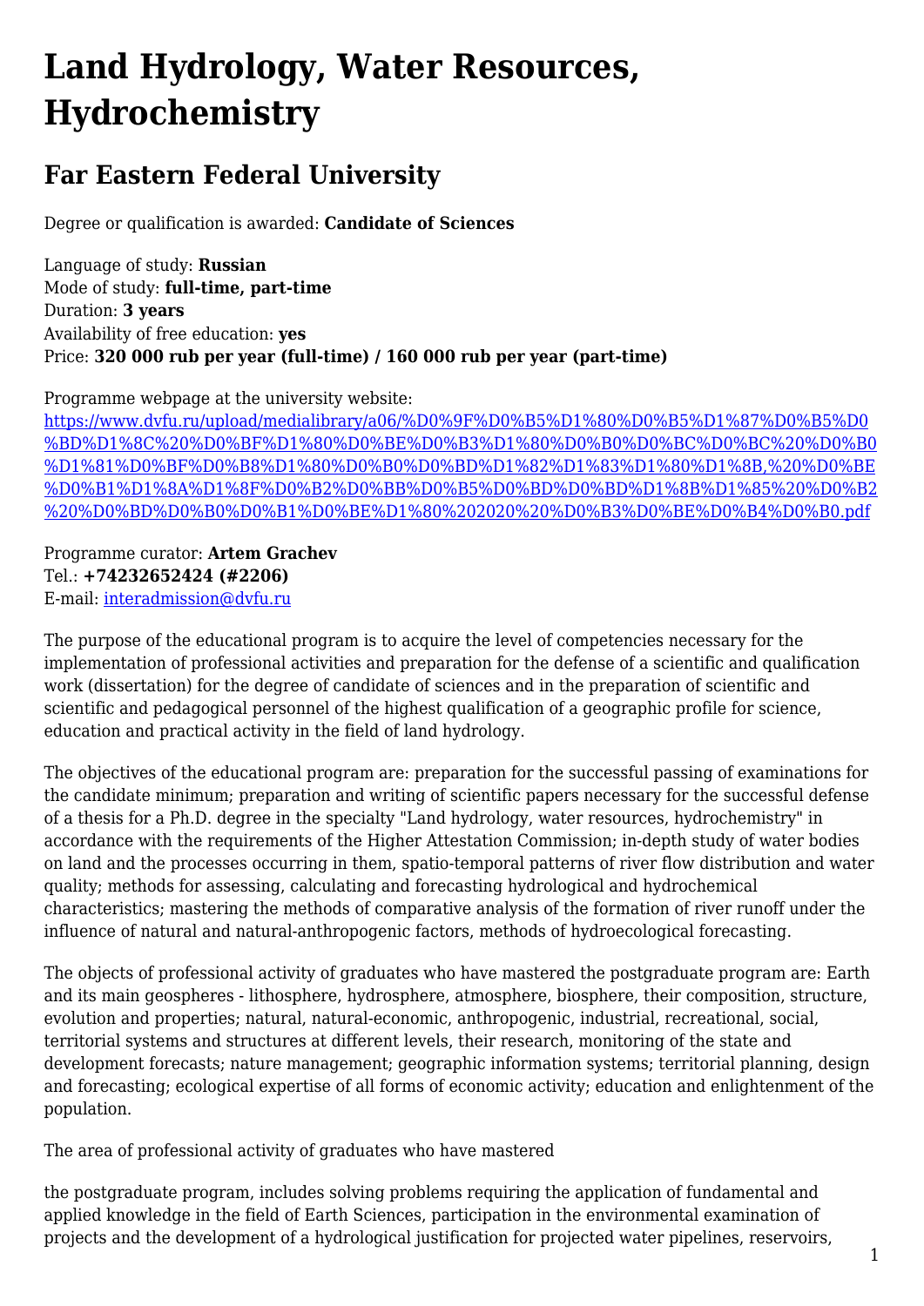# Land Hydrology, Water Resources, Hydrochemistry

## Far Eastern Federal University

Degree or qualification is awarded: **Candidate of Sciences**

Language of study: **Russian**
Mode of study: **full-time, part-time**
Duration: **3 years**
Availability of free education: **yes**
Price: **320 000 rub per year (full-time) / 160 000 rub per year (part-time)**

Programme webpage at the university website:
[https://www.dvfu.ru/upload/medialibrary/a06/%D0%9F%D0%B5%D1%80%D0%B5%D1%87%D0%B5%D0%BD%D1%8C%20%D0%BF%D1%80%D0%BE%D0%B3%D1%80%D0%B0%D0%BC%D0%BC%20%D0%B0%D1%81%D0%BF%D0%B8%D1%80%D0%B0%D0%BD%D1%82%D1%83%D1%80%D1%8B,%20%D0%BE%D0%B1%D1%8A%D1%8F%D0%B2%D0%BB%D0%B5%D0%BD%D0%BD%D1%8B%D1%85%20%D0%B2%20%D0%BD%D0%B0%D0%B1%D0%BE%D1%80%202020%20%D0%B3%D0%BE%D0%B4%D0%B0.pdf](https://www.dvfu.ru/upload/medialibrary/a06/%D0%9F%D0%B5%D1%80%D0%B5%D1%87%D0%B5%D0%BD%D1%8C%20%D0%BF%D1%80%D0%BE%D0%B3%D1%80%D0%B0%D0%BC%D0%BC%20%D0%B0%D1%81%D0%BF%D0%B8%D1%80%D0%B0%D0%BD%D1%82%D1%83%D1%80%D1%8B,%20%D0%BE%D0%B1%D1%8A%D1%8F%D0%B2%D0%BB%D0%B5%D0%BD%D0%BD%D1%8B%D1%85%20%D0%B2%20%D0%BD%D0%B0%D0%B1%D0%BE%D1%80%202020%20%D0%B3%D0%BE%D0%B4%D0%B0.pdf)

Programme curator: **Artem Grachev**
Tel.: **+74232652424 (#2206)**
E-mail: [interadmission@dvfu.ru](mailto:interadmission@dvfu.ru)

The purpose of the educational program is to acquire the level of competencies necessary for the implementation of professional activities and preparation for the defense of a scientific and qualification work (dissertation) for the degree of candidate of sciences and in the preparation of scientific and scientific and pedagogical personnel of the highest qualification of a geographic profile for science, education and practical activity in the field of land hydrology.

The objectives of the educational program are: preparation for the successful passing of examinations for the candidate minimum; preparation and writing of scientific papers necessary for the successful defense of a thesis for a Ph.D. degree in the specialty "Land hydrology, water resources, hydrochemistry" in accordance with the requirements of the Higher Attestation Commission; in-depth study of water bodies on land and the processes occurring in them, spatio-temporal patterns of river flow distribution and water quality; methods for assessing, calculating and forecasting hydrological and hydrochemical characteristics; mastering the methods of comparative analysis of the formation of river runoff under the influence of natural and natural-anthropogenic factors, methods of hydroecological forecasting.

The objects of professional activity of graduates who have mastered the postgraduate program are: Earth and its main geospheres - lithosphere, hydrosphere, atmosphere, biosphere, their composition, structure, evolution and properties; natural, natural-economic, anthropogenic, industrial, recreational, social, territorial systems and structures at different levels, their research, monitoring of the state and development forecasts; nature management; geographic information systems; territorial planning, design and forecasting; ecological expertise of all forms of economic activity; education and enlightenment of the population.

The area of professional activity of graduates who have mastered

the postgraduate program, includes solving problems requiring the application of fundamental and applied knowledge in the field of Earth Sciences, participation in the environmental examination of projects and the development of a hydrological justification for projected water pipelines, reservoirs,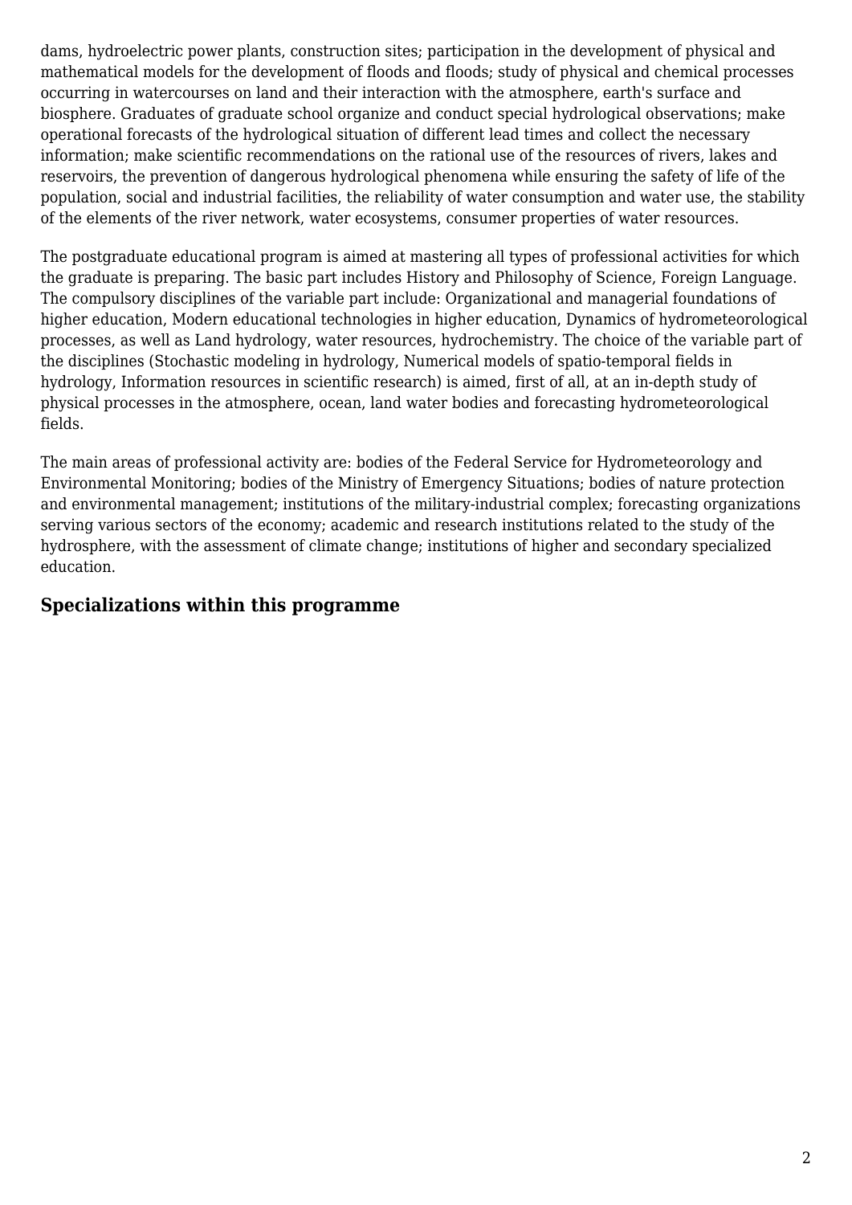dams, hydroelectric power plants, construction sites; participation in the development of physical and mathematical models for the development of floods and floods; study of physical and chemical processes occurring in watercourses on land and their interaction with the atmosphere, earth's surface and biosphere. Graduates of graduate school organize and conduct special hydrological observations; make operational forecasts of the hydrological situation of different lead times and collect the necessary information; make scientific recommendations on the rational use of the resources of rivers, lakes and reservoirs, the prevention of dangerous hydrological phenomena while ensuring the safety of life of the population, social and industrial facilities, the reliability of water consumption and water use, the stability of the elements of the river network, water ecosystems, consumer properties of water resources.

The postgraduate educational program is aimed at mastering all types of professional activities for which the graduate is preparing. The basic part includes History and Philosophy of Science, Foreign Language. The compulsory disciplines of the variable part include: Organizational and managerial foundations of higher education, Modern educational technologies in higher education, Dynamics of hydrometeorological processes, as well as Land hydrology, water resources, hydrochemistry. The choice of the variable part of the disciplines (Stochastic modeling in hydrology, Numerical models of spatio-temporal fields in hydrology, Information resources in scientific research) is aimed, first of all, at an in-depth study of physical processes in the atmosphere, ocean, land water bodies and forecasting hydrometeorological fields.

The main areas of professional activity are: bodies of the Federal Service for Hydrometeorology and Environmental Monitoring; bodies of the Ministry of Emergency Situations; bodies of nature protection and environmental management; institutions of the military-industrial complex; forecasting organizations serving various sectors of the economy; academic and research institutions related to the study of the hydrosphere, with the assessment of climate change; institutions of higher and secondary specialized education.

## Specializations within this programme